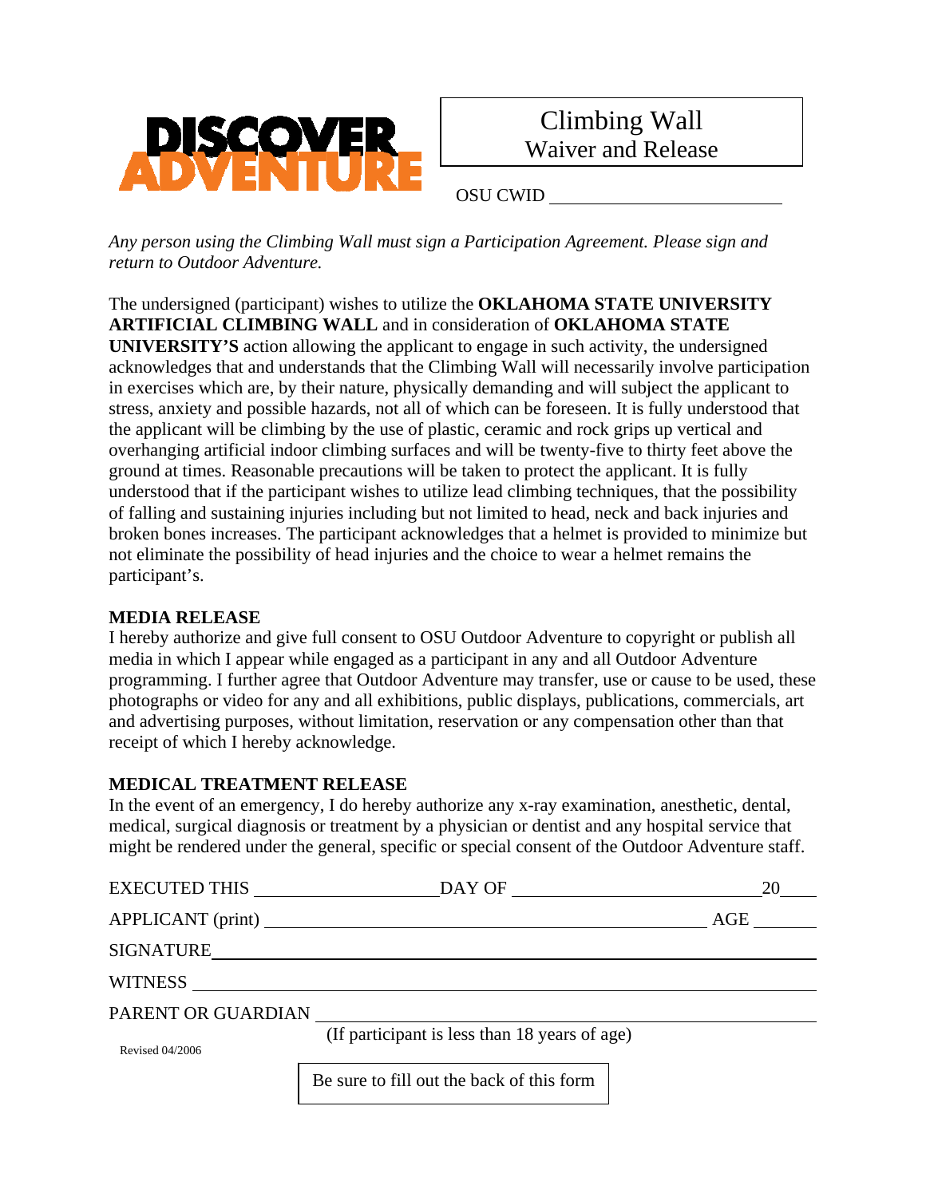DISCOVER ADVENTURE

# Climbing Wall Waiver and Release

OSU CWID ________________________

*Any person using the Climbing Wall must sign a Participation Agreement. Please sign and return to Outdoor Adventure.*

The undersigned (participant) wishes to utilize the **OKLAHOMA STATE UNIVERSITY ARTIFICIAL CLIMBING WALL** and in consideration of **OKLAHOMA STATE UNIVERSITY'S** action allowing the applicant to engage in such activity, the undersigned acknowledges that and understands that the Climbing Wall will necessarily involve participation in exercises which are, by their nature, physically demanding and will subject the applicant to stress, anxiety and possible hazards, not all of which can be foreseen. It is fully understood that the applicant will be climbing by the use of plastic, ceramic and rock grips up vertical and overhanging artificial indoor climbing surfaces and will be twenty-five to thirty feet above the ground at times. Reasonable precautions will be taken to protect the applicant. It is fully understood that if the participant wishes to utilize lead climbing techniques, that the possibility of falling and sustaining injuries including but not limited to head, neck and back injuries and broken bones increases. The participant acknowledges that a helmet is provided to minimize but not eliminate the possibility of head injuries and the choice to wear a helmet remains the participant's.

**MEDIA RELEASE**

I hereby authorize and give full consent to OSU Outdoor Adventure to copyright or publish all media in which I appear while engaged as a participant in any and all Outdoor Adventure programming. I further agree that Outdoor Adventure may transfer, use or cause to be used, these photographs or video for any and all exhibitions, public displays, publications, commercials, art and advertising purposes, without limitation, reservation or any compensation other than that receipt of which I hereby acknowledge.

**MEDICAL TREATMENT RELEASE**

In the event of an emergency, I do hereby authorize any x-ray examination, anesthetic, dental, medical, surgical diagnosis or treatment by a physician or dentist and any hospital service that might be rendered under the general, specific or special consent of the Outdoor Adventure staff.

EXECUTED THIS ____________________ DAY OF ____________________________ 20____

APPLICANT (print) ______________________________________________ AGE ________

SIGNATURE ______________________________________________________________

WITNESS ________________________________________________________________

PARENT OR GUARDIAN ____________________________________________________
(If participant is less than 18 years of age)

Revised 04/2006

Be sure to fill out the back of this form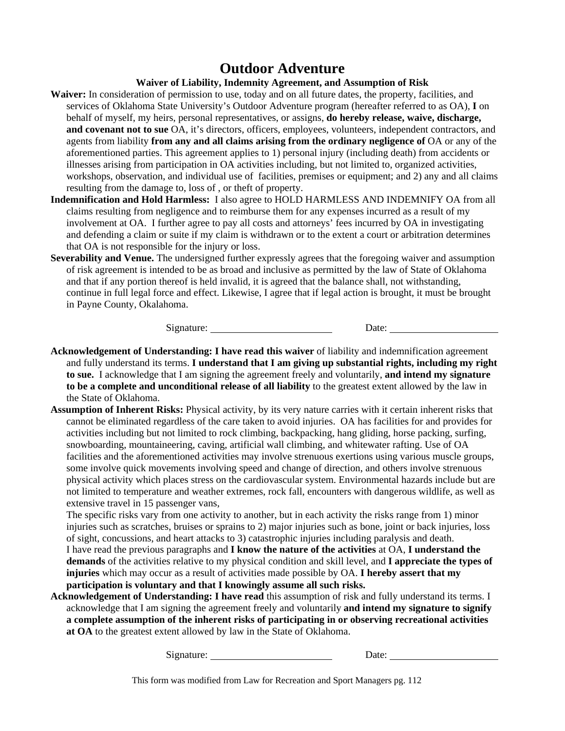# Outdoor Adventure

### Waiver of Liability, Indemnity Agreement, and Assumption of Risk

**Waiver:** In consideration of permission to use, today and on all future dates, the property, facilities, and services of Oklahoma State University's Outdoor Adventure program (hereafter referred to as OA), **I** on behalf of myself, my heirs, personal representatives, or assigns, **do hereby release, waive, discharge, and covenant not to sue** OA, it's directors, officers, employees, volunteers, independent contractors, and agents from liability **from any and all claims arising from the ordinary negligence of** OA or any of the aforementioned parties. This agreement applies to 1) personal injury (including death) from accidents or illnesses arising from participation in OA activities including, but not limited to, organized activities, workshops, observation, and individual use of facilities, premises or equipment; and 2) any and all claims resulting from the damage to, loss of , or theft of property.

**Indemnification and Hold Harmless:** I also agree to HOLD HARMLESS AND INDEMNIFY OA from all claims resulting from negligence and to reimburse them for any expenses incurred as a result of my involvement at OA. I further agree to pay all costs and attorneys' fees incurred by OA in investigating and defending a claim or suite if my claim is withdrawn or to the extent a court or arbitration determines that OA is not responsible for the injury or loss.

**Severability and Venue.** The undersigned further expressly agrees that the foregoing waiver and assumption of risk agreement is intended to be as broad and inclusive as permitted by the law of State of Oklahoma and that if any portion thereof is held invalid, it is agreed that the balance shall, not withstanding, continue in full legal force and effect. Likewise, I agree that if legal action is brought, it must be brought in Payne County, Okalahoma.

Signature: ______________________ Date: ____________________

**Acknowledgement of Understanding: I have read this waiver** of liability and indemnification agreement and fully understand its terms. **I understand that I am giving up substantial rights, including my right to sue.** I acknowledge that I am signing the agreement freely and voluntarily, **and intend my signature to be a complete and unconditional release of all liability** to the greatest extent allowed by the law in the State of Oklahoma.

**Assumption of Inherent Risks:** Physical activity, by its very nature carries with it certain inherent risks that cannot be eliminated regardless of the care taken to avoid injuries. OA has facilities for and provides for activities including but not limited to rock climbing, backpacking, hang gliding, horse packing, surfing, snowboarding, mountaineering, caving, artificial wall climbing, and whitewater rafting. Use of OA facilities and the aforementioned activities may involve strenuous exertions using various muscle groups, some involve quick movements involving speed and change of direction, and others involve strenuous physical activity which places stress on the cardiovascular system. Environmental hazards include but are not limited to temperature and weather extremes, rock fall, encounters with dangerous wildlife, as well as extensive travel in 15 passenger vans,

The specific risks vary from one activity to another, but in each activity the risks range from 1) minor injuries such as scratches, bruises or sprains to 2) major injuries such as bone, joint or back injuries, loss of sight, concussions, and heart attacks to 3) catastrophic injuries including paralysis and death.

I have read the previous paragraphs and **I know the nature of the activities** at OA, **I understand the demands** of the activities relative to my physical condition and skill level, and **I appreciate the types of injuries** which may occur as a result of activities made possible by OA. **I hereby assert that my participation is voluntary and that I knowingly assume all such risks.**

**Acknowledgement of Understanding: I have read** this assumption of risk and fully understand its terms. I acknowledge that I am signing the agreement freely and voluntarily **and intend my signature to signify a complete assumption of the inherent risks of participating in or observing recreational activities at OA** to the greatest extent allowed by law in the State of Oklahoma.

Signature: ______________________ Date: ____________________

This form was modified from Law for Recreation and Sport Managers pg. 112